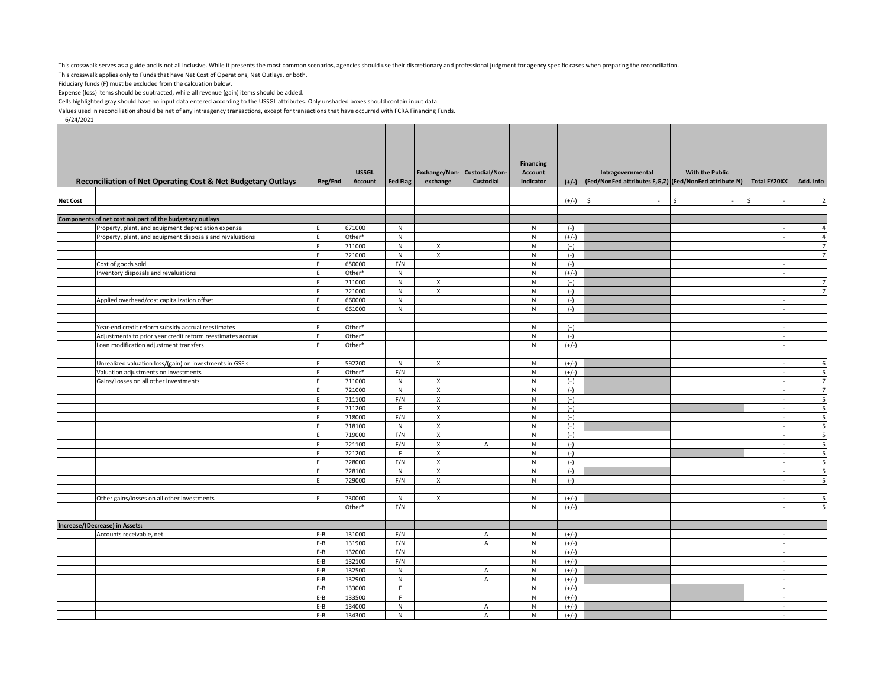This crosswalk serves as a guide and is not all inclusive. While it presents the most common scenarios, agencies should use their discretionary and professional judgment for agency specific cases when preparing the reconciliation.

This crosswalk applies only to Funds that have Net Cost of Operations, Net Outlays, or both.

Fiduciary funds (F) must be excluded from the calcuation below.

Expense (loss) items should be subtracted, while all revenue (gain) items should be added.

Cells highlighted gray should have no input data entered according to the USSGL attributes. Only unshaded boxes should contain input data.

Values used in reconciliation should be net of any intraagency transactions, except for transactions that have occurred with FCRA Financing Funds.

6/24/2021

| Reconciliation of Net Operating Cost & Net Budgetary Outlays | | Beg/End | USSGL Account | Fed Flag | Exchange/Non-exchange | Custodial/Non-Custodial | Financing Account Indicator | (+/-) | Intragovernmental (Fed/NonFed attributes F,G,Z) | With the Public (Fed/NonFed attribute N) | Total FY20XX | Add. Info |
|---|---|---|---|---|---|---|---|---|---|---|---|---|
| Net Cost | | | | | | | | (+/-) | $ - | $ - | $ - | 2 |
| Components of net cost not part of the budgetary outlays | | | | | | | | | | | | |
| | Property, plant, and equipment depreciation expense | E | 671000 | N | | | N | (-) | | | - | 4 |
| | Property, plant, and equipment disposals and revaluations | E | Other* | N | | | N | (+/-) | | | - | 4 |
| | | E | 711000 | N | X | | N | (+) | | | | 7 |
| | | E | 721000 | N | X | | N | (-) | | | | 7 |
| | Cost of goods sold | E | 650000 | F/N | | | N | (-) | | | - | |
| | Inventory disposals and revaluations | E | Other* | N | | | N | (+/-) | | | - | |
| | | E | 711000 | N | X | | N | (+) | | | | 7 |
| | | E | 721000 | N | X | | N | (-) | | | | 7 |
| | Applied overhead/cost capitalization offset | E | 660000 | N | | | N | (-) | | | - | |
| | | E | 661000 | N | | | N | (-) | | | - | |
| | Year-end credit reform subsidy accrual reestimates | E | Other* | | | | N | (+) | | | - | |
| | Adjustments to prior year credit reform reestimates accrual | E | Other* | | | | N | (-) | | | - | |
| | Loan modification adjustment transfers | E | Other* | | | | N | (+/-) | | | - | |
| | Unrealized valuation loss/(gain) on investments in GSE's | E | 592200 | N | X | | N | (+/-) | | | - | 6 |
| | Valuation adjustments on investments | E | Other* | F/N | | | N | (+/-) | | | - | 5 |
| | Gains/Losses on all other investments | E | 711000 | N | X | | N | (+) | | | - | 7 |
| | | E | 721000 | N | X | | N | (-) | | | - | 7 |
| | | E | 711100 | F/N | X | | N | (+) | | | - | 5 |
| | | E | 711200 | F | X | | N | (+) | | | - | 5 |
| | | E | 718000 | F/N | X | | N | (+) | | | - | 5 |
| | | E | 718100 | N | X | | N | (+) | | | - | 5 |
| | | E | 719000 | F/N | X | | N | (+) | | | - | 5 |
| | | E | 721100 | F/N | X | A | N | (-) | | | - | 5 |
| | | E | 721200 | F | X | | N | (-) | | | - | 5 |
| | | E | 728000 | F/N | X | | N | (-) | | | - | 5 |
| | | E | 728100 | N | X | | N | (-) | | | - | 5 |
| | | E | 729000 | F/N | X | | N | (-) | | | - | 5 |
| | Other gains/losses on all other investments | E | 730000 | N | X | | N | (+/-) | | | - | 5 |
| | | | Other* | F/N | | | N | (+/-) | | | - | 5 |
| Increase/(Decrease) in Assets: | | | | | | | | | | | | |
| | Accounts receivable, net | E-B | 131000 | F/N | | A | N | (+/-) | | | - | |
| | | E-B | 131900 | F/N | | A | N | (+/-) | | | - | |
| | | E-B | 132000 | F/N | | | N | (+/-) | | | - | |
| | | E-B | 132100 | F/N | | | N | (+/-) | | | - | |
| | | E-B | 132500 | N | | A | N | (+/-) | | | - | |
| | | E-B | 132900 | N | | A | N | (+/-) | | | - | |
| | | E-B | 133000 | F | | | N | (+/-) | | | - | |
| | | E-B | 133500 | F | | | N | (+/-) | | | - | |
| | | E-B | 134000 | N | | A | N | (+/-) | | | - | |
| | | E-B | 134300 | N | | A | N | (+/-) | | | - | |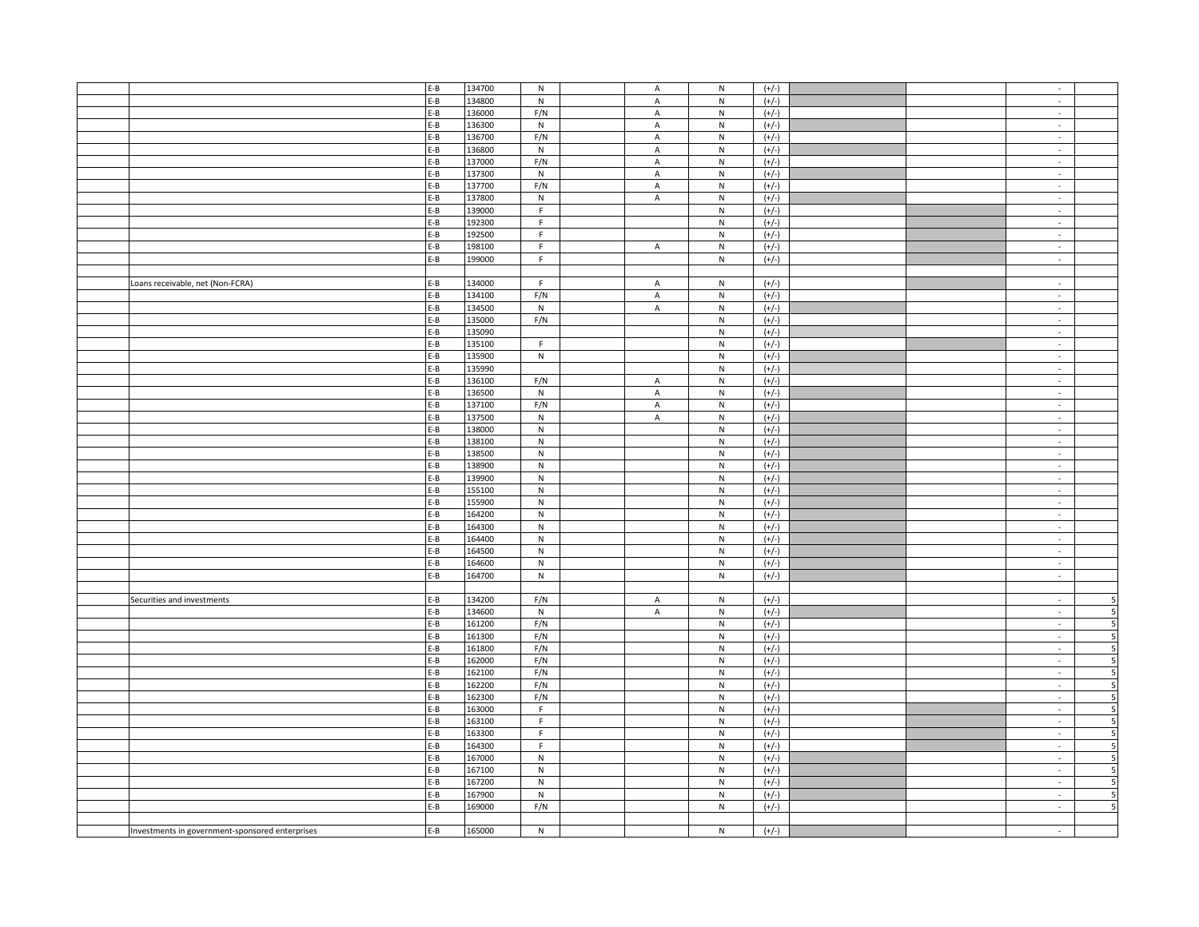| | | | | | | | | | | | | |
|---|---|---|---|---|---|---|---|---|---|---|---|---|
| | | E-B | 134700 | N | | A | N | (+/-) | | | - | |
| | | E-B | 134800 | N | | A | N | (+/-) | | | - | |
| | | E-B | 136000 | F/N | | A | N | (+/-) | | | - | |
| | | E-B | 136300 | N | | A | N | (+/-) | | | - | |
| | | E-B | 136700 | F/N | | A | N | (+/-) | | | - | |
| | | E-B | 136800 | N | | A | N | (+/-) | | | - | |
| | | E-B | 137000 | F/N | | A | N | (+/-) | | | - | |
| | | E-B | 137300 | N | | A | N | (+/-) | | | - | |
| | | E-B | 137700 | F/N | | A | N | (+/-) | | | - | |
| | | E-B | 137800 | N | | A | N | (+/-) | | | - | |
| | | E-B | 139000 | F | | | N | (+/-) | | | - | |
| | | E-B | 192300 | F | | | N | (+/-) | | | - | |
| | | E-B | 192500 | F | | | N | (+/-) | | | - | |
| | | E-B | 198100 | F | | A | N | (+/-) | | | - | |
| | | E-B | 199000 | F | | | N | (+/-) | | | - | |
| | | | | | | | | | | | | |
| | Loans receivable, net (Non-FCRA) | E-B | 134000 | F | | A | N | (+/-) | | | - | |
| | | E-B | 134100 | F/N | | A | N | (+/-) | | | - | |
| | | E-B | 134500 | N | | A | N | (+/-) | | | - | |
| | | E-B | 135000 | F/N | | | N | (+/-) | | | - | |
| | | E-B | 135090 | | | | N | (+/-) | | | - | |
| | | E-B | 135100 | F | | | N | (+/-) | | | - | |
| | | E-B | 135900 | N | | | N | (+/-) | | | - | |
| | | E-B | 135990 | | | | N | (+/-) | | | - | |
| | | E-B | 136100 | F/N | | A | N | (+/-) | | | - | |
| | | E-B | 136500 | N | | A | N | (+/-) | | | - | |
| | | E-B | 137100 | F/N | | A | N | (+/-) | | | - | |
| | | E-B | 137500 | N | | A | N | (+/-) | | | - | |
| | | E-B | 138000 | N | | | N | (+/-) | | | - | |
| | | E-B | 138100 | N | | | N | (+/-) | | | - | |
| | | E-B | 138500 | N | | | N | (+/-) | | | - | |
| | | E-B | 138900 | N | | | N | (+/-) | | | - | |
| | | E-B | 139900 | N | | | N | (+/-) | | | - | |
| | | E-B | 155100 | N | | | N | (+/-) | | | - | |
| | | E-B | 155900 | N | | | N | (+/-) | | | - | |
| | | E-B | 164200 | N | | | N | (+/-) | | | - | |
| | | E-B | 164300 | N | | | N | (+/-) | | | - | |
| | | E-B | 164400 | N | | | N | (+/-) | | | - | |
| | | E-B | 164500 | N | | | N | (+/-) | | | - | |
| | | E-B | 164600 | N | | | N | (+/-) | | | - | |
| | | E-B | 164700 | N | | | N | (+/-) | | | - | |
| | | | | | | | | | | | | |
| | Securities and investments | E-B | 134200 | F/N | | A | N | (+/-) | | | - | 5 |
| | | E-B | 134600 | N | | A | N | (+/-) | | | - | 5 |
| | | E-B | 161200 | F/N | | | N | (+/-) | | | - | 5 |
| | | E-B | 161300 | F/N | | | N | (+/-) | | | - | 5 |
| | | E-B | 161800 | F/N | | | N | (+/-) | | | - | 5 |
| | | E-B | 162000 | F/N | | | N | (+/-) | | | - | 5 |
| | | E-B | 162100 | F/N | | | N | (+/-) | | | - | 5 |
| | | E-B | 162200 | F/N | | | N | (+/-) | | | - | 5 |
| | | E-B | 162300 | F/N | | | N | (+/-) | | | - | 5 |
| | | E-B | 163000 | F | | | N | (+/-) | | | - | 5 |
| | | E-B | 163100 | F | | | N | (+/-) | | | - | 5 |
| | | E-B | 163300 | F | | | N | (+/-) | | | - | 5 |
| | | E-B | 164300 | F | | | N | (+/-) | | | - | 5 |
| | | E-B | 167000 | N | | | N | (+/-) | | | - | 5 |
| | | E-B | 167100 | N | | | N | (+/-) | | | - | 5 |
| | | E-B | 167200 | N | | | N | (+/-) | | | - | 5 |
| | | E-B | 167900 | N | | | N | (+/-) | | | - | 5 |
| | | E-B | 169000 | F/N | | | N | (+/-) | | | - | 5 |
| | | | | | | | | | | | | |
| | Investments in government-sponsored enterprises | E-B | 165000 | N | | | N | (+/-) | | | - | |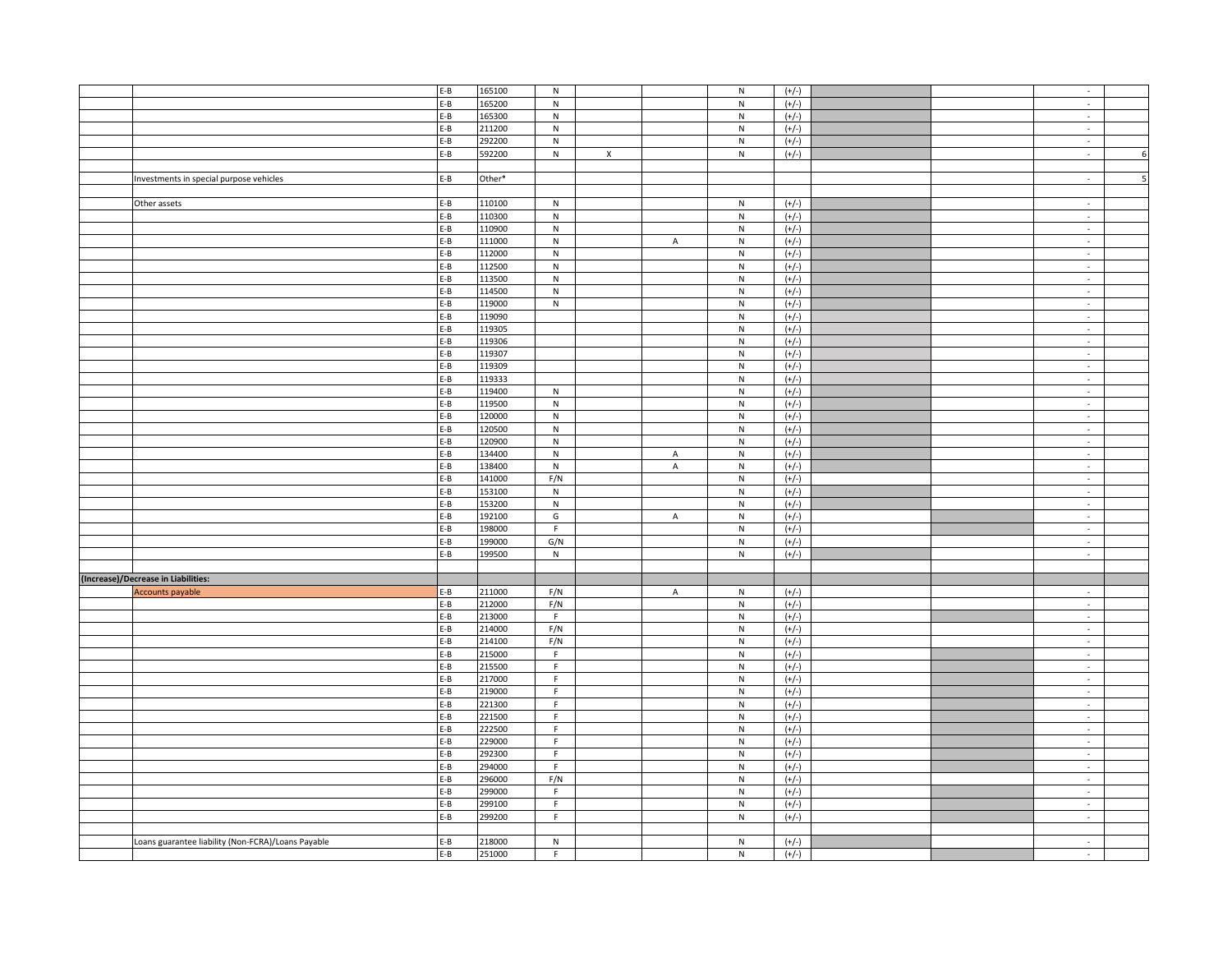| | | | | | | | | | | | | |
|---|---|---|---|---|---|---|---|---|---|---|---|---|
| | | E-B | 165100 | N | | | N | (+/-) | | | - | |
| | | E-B | 165200 | N | | | N | (+/-) | | | - | |
| | | E-B | 165300 | N | | | N | (+/-) | | | - | |
| | | E-B | 211200 | N | | | N | (+/-) | | | - | |
| | | E-B | 292200 | N | | | N | (+/-) | | | - | |
| | | E-B | 592200 | N | X | | N | (+/-) | | | - | 6 |
| | | | | | | | | | | | | |
| | Investments in special purpose vehicles | E-B | Other* | | | | | | | | - | 5 |
| | | | | | | | | | | | | |
| | Other assets | E-B | 110100 | N | | | N | (+/-) | | | - | |
| | | E-B | 110300 | N | | | N | (+/-) | | | - | |
| | | E-B | 110900 | N | | | N | (+/-) | | | - | |
| | | E-B | 111000 | N | | A | N | (+/-) | | | - | |
| | | E-B | 112000 | N | | | N | (+/-) | | | - | |
| | | E-B | 112500 | N | | | N | (+/-) | | | - | |
| | | E-B | 113500 | N | | | N | (+/-) | | | - | |
| | | E-B | 114500 | N | | | N | (+/-) | | | - | |
| | | E-B | 119000 | N | | | N | (+/-) | | | - | |
| | | E-B | 119090 | | | | N | (+/-) | | | - | |
| | | E-B | 119305 | | | | N | (+/-) | | | - | |
| | | E-B | 119306 | | | | N | (+/-) | | | - | |
| | | E-B | 119307 | | | | N | (+/-) | | | - | |
| | | E-B | 119309 | | | | N | (+/-) | | | - | |
| | | E-B | 119333 | | | | N | (+/-) | | | - | |
| | | E-B | 119400 | N | | | N | (+/-) | | | - | |
| | | E-B | 119500 | N | | | N | (+/-) | | | - | |
| | | E-B | 120000 | N | | | N | (+/-) | | | - | |
| | | E-B | 120500 | N | | | N | (+/-) | | | - | |
| | | E-B | 120900 | N | | | N | (+/-) | | | - | |
| | | E-B | 134400 | N | | A | N | (+/-) | | | - | |
| | | E-B | 138400 | N | | A | N | (+/-) | | | - | |
| | | E-B | 141000 | F/N | | | N | (+/-) | | | - | |
| | | E-B | 153100 | N | | | N | (+/-) | | | - | |
| | | E-B | 153200 | N | | | N | (+/-) | | | - | |
| | | E-B | 192100 | G | | A | N | (+/-) | | | - | |
| | | E-B | 198000 | F | | | N | (+/-) | | | - | |
| | | E-B | 199000 | G/N | | | N | (+/-) | | | - | |
| | | E-B | 199500 | N | | | N | (+/-) | | | - | |
| | | | | | | | | | | | | |
| **(Increase)/Decrease in Liabilities:** | | | | | | | | | | | | |
| | Accounts payable | E-B | 211000 | F/N | | A | N | (+/-) | | | - | |
| | | E-B | 212000 | F/N | | | N | (+/-) | | | - | |
| | | E-B | 213000 | F | | | N | (+/-) | | | - | |
| | | E-B | 214000 | F/N | | | N | (+/-) | | | - | |
| | | E-B | 214100 | F/N | | | N | (+/-) | | | - | |
| | | E-B | 215000 | F | | | N | (+/-) | | | - | |
| | | E-B | 215500 | F | | | N | (+/-) | | | - | |
| | | E-B | 217000 | F | | | N | (+/-) | | | - | |
| | | E-B | 219000 | F | | | N | (+/-) | | | - | |
| | | E-B | 221300 | F | | | N | (+/-) | | | - | |
| | | E-B | 221500 | F | | | N | (+/-) | | | - | |
| | | E-B | 222500 | F | | | N | (+/-) | | | - | |
| | | E-B | 229000 | F | | | N | (+/-) | | | - | |
| | | E-B | 292300 | F | | | N | (+/-) | | | - | |
| | | E-B | 294000 | F | | | N | (+/-) | | | - | |
| | | E-B | 296000 | F/N | | | N | (+/-) | | | - | |
| | | E-B | 299000 | F | | | N | (+/-) | | | - | |
| | | E-B | 299100 | F | | | N | (+/-) | | | - | |
| | | E-B | 299200 | F | | | N | (+/-) | | | - | |
| | | | | | | | | | | | | |
| | Loans guarantee liability (Non-FCRA)/Loans Payable | E-B | 218000 | N | | | N | (+/-) | | | - | |
| | | E-B | 251000 | F | | | N | (+/-) | | | - | |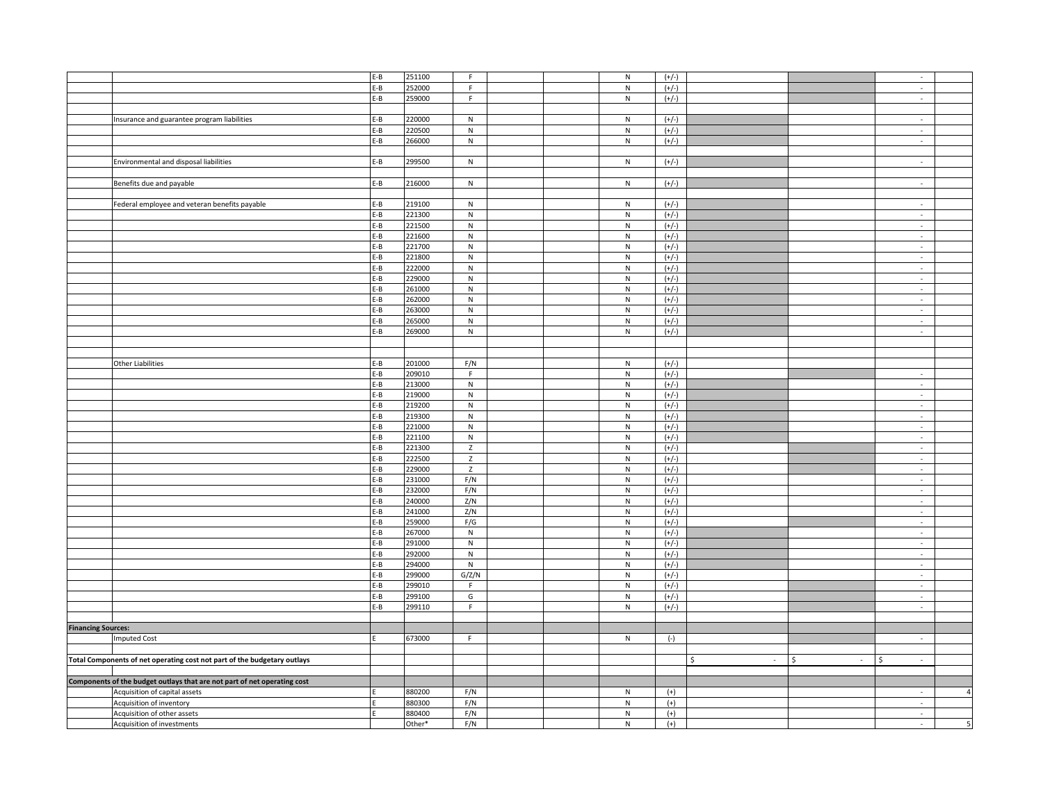| | | | | | | | | | | | | |
|---|---|---|---|---|---|---|---|---|---|---|---|---|
| | | E-B | 251100 | F | | | N | (+/-) | | | - | |
| | | E-B | 252000 | F | | | N | (+/-) | | | - | |
| | | E-B | 259000 | F | | | N | (+/-) | | | - | |
| | | | | | | | | | | | | |
| | Insurance and guarantee program liabilities | E-B | 220000 | N | | | N | (+/-) | | | - | |
| | | E-B | 220500 | N | | | N | (+/-) | | | - | |
| | | E-B | 266000 | N | | | N | (+/-) | | | - | |
| | | | | | | | | | | | | |
| | Environmental and disposal liabilities | E-B | 299500 | N | | | N | (+/-) | | | - | |
| | | | | | | | | | | | | |
| | Benefits due and payable | E-B | 216000 | N | | | N | (+/-) | | | - | |
| | | | | | | | | | | | | |
| | Federal employee and veteran benefits payable | E-B | 219100 | N | | | N | (+/-) | | | - | |
| | | E-B | 221300 | N | | | N | (+/-) | | | - | |
| | | E-B | 221500 | N | | | N | (+/-) | | | - | |
| | | E-B | 221600 | N | | | N | (+/-) | | | - | |
| | | E-B | 221700 | N | | | N | (+/-) | | | - | |
| | | E-B | 221800 | N | | | N | (+/-) | | | - | |
| | | E-B | 222000 | N | | | N | (+/-) | | | - | |
| | | E-B | 229000 | N | | | N | (+/-) | | | - | |
| | | E-B | 261000 | N | | | N | (+/-) | | | - | |
| | | E-B | 262000 | N | | | N | (+/-) | | | - | |
| | | E-B | 263000 | N | | | N | (+/-) | | | - | |
| | | E-B | 265000 | N | | | N | (+/-) | | | - | |
| | | E-B | 269000 | N | | | N | (+/-) | | | - | |
| | | | | | | | | | | | | |
| | | | | | | | | | | | | |
| | Other Liabilities | E-B | 201000 | F/N | | | N | (+/-) | | | | |
| | | E-B | 209010 | F | | | N | (+/-) | | | - | |
| | | E-B | 213000 | N | | | N | (+/-) | | | - | |
| | | E-B | 219000 | N | | | N | (+/-) | | | - | |
| | | E-B | 219200 | N | | | N | (+/-) | | | - | |
| | | E-B | 219300 | N | | | N | (+/-) | | | - | |
| | | E-B | 221000 | N | | | N | (+/-) | | | - | |
| | | E-B | 221100 | N | | | N | (+/-) | | | - | |
| | | E-B | 221300 | Z | | | N | (+/-) | | | - | |
| | | E-B | 222500 | Z | | | N | (+/-) | | | - | |
| | | E-B | 229000 | Z | | | N | (+/-) | | | - | |
| | | E-B | 231000 | F/N | | | N | (+/-) | | | - | |
| | | E-B | 232000 | F/N | | | N | (+/-) | | | - | |
| | | E-B | 240000 | Z/N | | | N | (+/-) | | | - | |
| | | E-B | 241000 | Z/N | | | N | (+/-) | | | - | |
| | | E-B | 259000 | F/G | | | N | (+/-) | | | - | |
| | | E-B | 267000 | N | | | N | (+/-) | | | - | |
| | | E-B | 291000 | N | | | N | (+/-) | | | - | |
| | | E-B | 292000 | N | | | N | (+/-) | | | - | |
| | | E-B | 294000 | N | | | N | (+/-) | | | - | |
| | | E-B | 299000 | G/Z/N | | | N | (+/-) | | | - | |
| | | E-B | 299010 | F | | | N | (+/-) | | | - | |
| | | E-B | 299100 | G | | | N | (+/-) | | | - | |
| | | E-B | 299110 | F | | | N | (+/-) | | | - | |
| | | | | | | | | | | | | |
| **Financing Sources:** | | | | | | | | | | | | |
| | Imputed Cost | E | 673000 | F | | | N | (-) | | | - | |
| | | | | | | | | | | | | |
| **Total Components of net operating cost not part of the budgetary outlays** | | | | | | | | | $ - | $ - | $ - | |
| | | | | | | | | | | | | |
| **Components of the budget outlays that are not part of net operating cost** | | | | | | | | | | | | |
| | Acquisition of capital assets | E | 880200 | F/N | | | N | (+) | | | - | 4 |
| | Acquisition of inventory | E | 880300 | F/N | | | N | (+) | | | - | |
| | Acquisition of other assets | E | 880400 | F/N | | | N | (+) | | | - | |
| | Acquisition of investments | | Other* | F/N | | | N | (+) | | | - | 5 |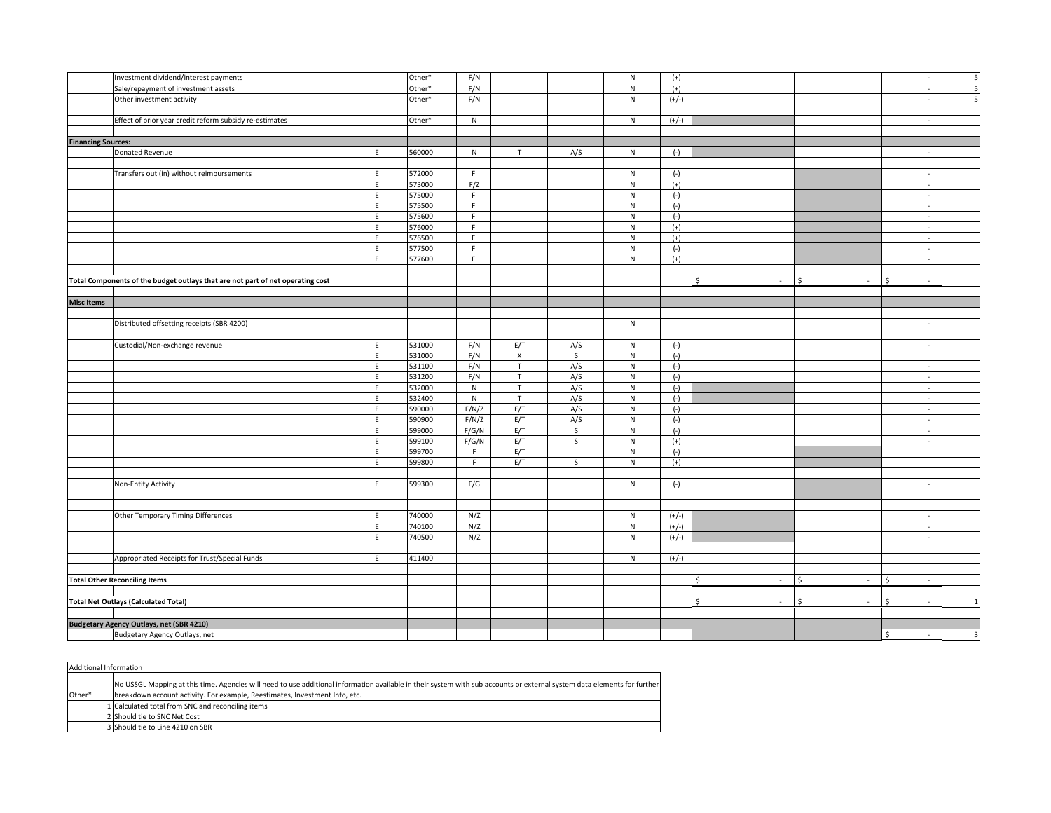| | | | | | | | | | | | | |
|---|---|---|---|---|---|---|---|---|---|---|---|---|
| | Investment dividend/interest payments | | Other* | F/N | | | N | (+) | | | - | 5 |
| | Sale/repayment of investment assets | | Other* | F/N | | | N | (+) | | | - | 5 |
| | Other investment activity | | Other* | F/N | | | N | (+/-) | | | - | 5 |
| | | | | | | | | | | | | |
| | Effect of prior year credit reform subsidy re-estimates | | Other* | N | | | N | (+/-) | | | - | |
| | | | | | | | | | | | | |
| **Financing Sources:** | | | | | | | | | | | | |
| | Donated Revenue | E | 560000 | N | T | A/S | N | (-) | | | - | |
| | | | | | | | | | | | | |
| | Transfers out (in) without reimbursements | E | 572000 | F | | | N | (-) | | | - | |
| | | E | 573000 | F/Z | | | N | (+) | | | - | |
| | | E | 575000 | F | | | N | (-) | | | - | |
| | | E | 575500 | F | | | N | (-) | | | - | |
| | | E | 575600 | F | | | N | (-) | | | - | |
| | | E | 576000 | F | | | N | (+) | | | - | |
| | | E | 576500 | F | | | N | (+) | | | - | |
| | | E | 577500 | F | | | N | (-) | | | - | |
| | | E | 577600 | F | | | N | (+) | | | - | |
| | | | | | | | | | | | | |
| **Total Components of the budget outlays that are not part of net operating cost** | | | | | | | | | $ - | $ - | $ - | |
| | | | | | | | | | | | | |
| **Misc Items** | | | | | | | | | | | | |
| | | | | | | | | | | | | |
| | Distributed offsetting receipts (SBR 4200) | | | | | | N | | | | - | |
| | | | | | | | | | | | | |
| | Custodial/Non-exchange revenue | E | 531000 | F/N | E/T | A/S | N | (-) | | | - | |
| | | E | 531000 | F/N | X | S | N | (-) | | | | |
| | | E | 531100 | F/N | T | A/S | N | (-) | | | - | |
| | | E | 531200 | F/N | T | A/S | N | (-) | | | - | |
| | | E | 532000 | N | T | A/S | N | (-) | | | - | |
| | | E | 532400 | N | T | A/S | N | (-) | | | - | |
| | | E | 590000 | F/N/Z | E/T | A/S | N | (-) | | | - | |
| | | E | 590900 | F/N/Z | E/T | A/S | N | (-) | | | - | |
| | | E | 599000 | F/G/N | E/T | S | N | (-) | | | - | |
| | | E | 599100 | F/G/N | E/T | S | N | (+) | | | - | |
| | | E | 599700 | F | E/T | | N | (-) | | | | |
| | | E | 599800 | F | E/T | S | N | (+) | | | | |
| | | | | | | | | | | | | |
| | Non-Entity Activity | E | 599300 | F/G | | | N | (-) | | | - | |
| | | | | | | | | | | | | |
| | | | | | | | | | | | | |
| | Other Temporary Timing Differences | E | 740000 | N/Z | | | N | (+/-) | | | - | |
| | | E | 740100 | N/Z | | | N | (+/-) | | | - | |
| | | E | 740500 | N/Z | | | N | (+/-) | | | - | |
| | | | | | | | | | | | | |
| | Appropriated Receipts for Trust/Special Funds | E | 411400 | | | | N | (+/-) | | | | |
| | | | | | | | | | | | | |
| **Total Other Reconciling Items** | | | | | | | | | $ - | $ - | $ - | |
| | | | | | | | | | | | | |
| **Total Net Outlays (Calculated Total)** | | | | | | | | | $ - | $ - | $ - | 1 |
| | | | | | | | | | | | | |
| **Budgetary Agency Outlays, net (SBR 4210)** | | | | | | | | | | | | |
| | Budgetary Agency Outlays, net | | | | | | | | | | $ - | 3 |

| Additional Information | |
|---|---|
| Other* | No USSGL Mapping at this time. Agencies will need to use additional information available in their system with sub accounts or external system data elements for further breakdown account activity. For example, Reestimates, Investment Info, etc. |
| 1 | Calculated total from SNC and reconciling items |
| 2 | Should tie to SNC Net Cost |
| 3 | Should tie to Line 4210 on SBR |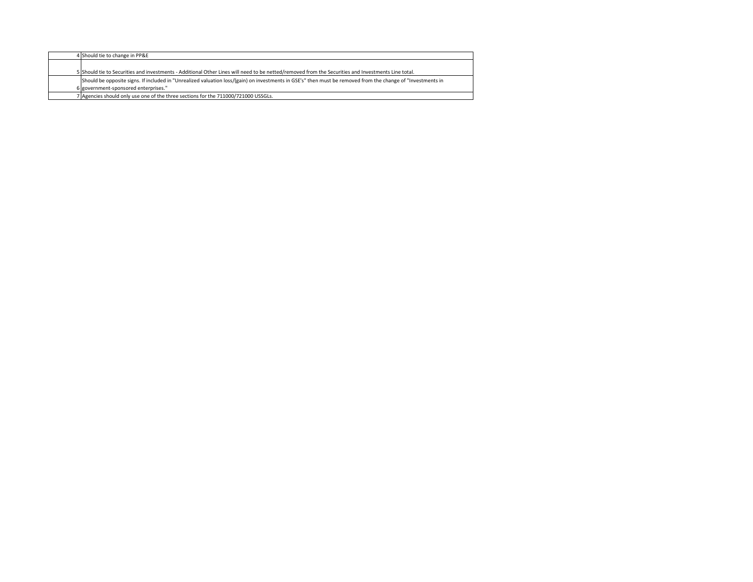| | |
|---|---|
| 4 | Should tie to change in PP&E |
| 5 | Should tie to Securities and investments - Additional Other Lines will need to be netted/removed from the Securities and Investments Line total. |
| 6 | Should be opposite signs. If included in "Unrealized valuation loss/(gain) on investments in GSE's" then must be removed from the change of "Investments in government-sponsored enterprises." |
| 7 | Agencies should only use one of the three sections for the 711000/721000 USSGLs. |